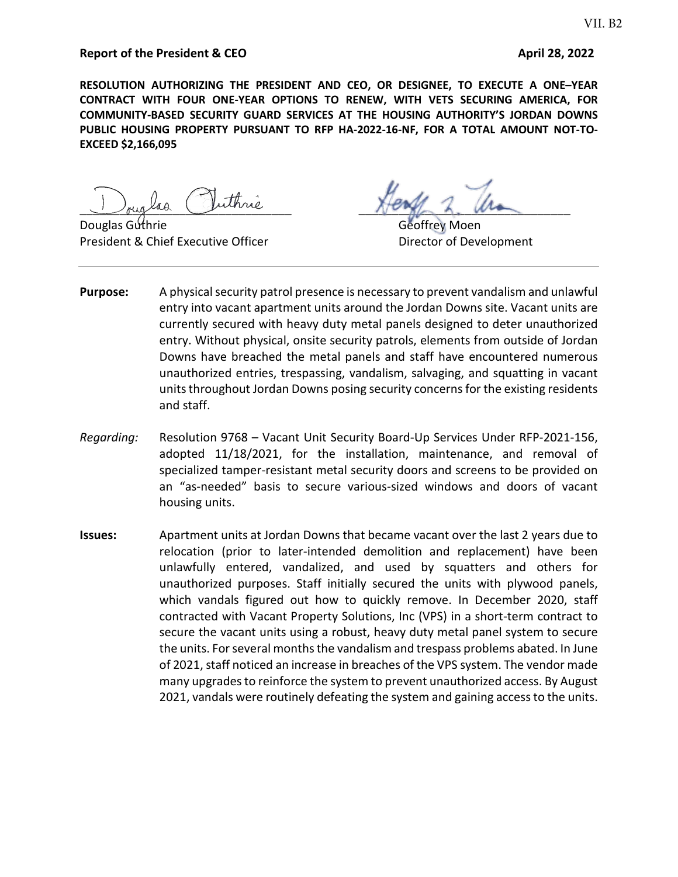**Report of the President & CEO** **April 28, 2022**

**RESOLUTION AUTHORIZING THE PRESIDENT AND CEO, OR DESIGNEE, TO EXECUTE A ONE–YEAR CONTRACT WITH FOUR ONE-YEAR OPTIONS TO RENEW, WITH VETS SECURING AMERICA, FOR COMMUNITY-BASED SECURITY GUARD SERVICES AT THE HOUSING AUTHORITY'S JORDAN DOWNS PUBLIC HOUSING PROPERTY PURSUANT TO RFP HA-2022-16-NF, FOR A TOTAL AMOUNT NOT-TO-EXCEED $2,166,095**

Douglas Guthrie
President & Chief Executive Officer

Geoffrey Moen
Director of Development

---

**Purpose:** A physical security patrol presence is necessary to prevent vandalism and unlawful entry into vacant apartment units around the Jordan Downs site. Vacant units are currently secured with heavy duty metal panels designed to deter unauthorized entry. Without physical, onsite security patrols, elements from outside of Jordan Downs have breached the metal panels and staff have encountered numerous unauthorized entries, trespassing, vandalism, salvaging, and squatting in vacant units throughout Jordan Downs posing security concerns for the existing residents and staff.

*Regarding:* Resolution 9768 – Vacant Unit Security Board-Up Services Under RFP-2021-156, adopted 11/18/2021, for the installation, maintenance, and removal of specialized tamper-resistant metal security doors and screens to be provided on an "as-needed" basis to secure various-sized windows and doors of vacant housing units.

**Issues:** Apartment units at Jordan Downs that became vacant over the last 2 years due to relocation (prior to later-intended demolition and replacement) have been unlawfully entered, vandalized, and used by squatters and others for unauthorized purposes. Staff initially secured the units with plywood panels, which vandals figured out how to quickly remove. In December 2020, staff contracted with Vacant Property Solutions, Inc (VPS) in a short-term contract to secure the vacant units using a robust, heavy duty metal panel system to secure the units. For several months the vandalism and trespass problems abated. In June of 2021, staff noticed an increase in breaches of the VPS system. The vendor made many upgrades to reinforce the system to prevent unauthorized access. By August 2021, vandals were routinely defeating the system and gaining access to the units.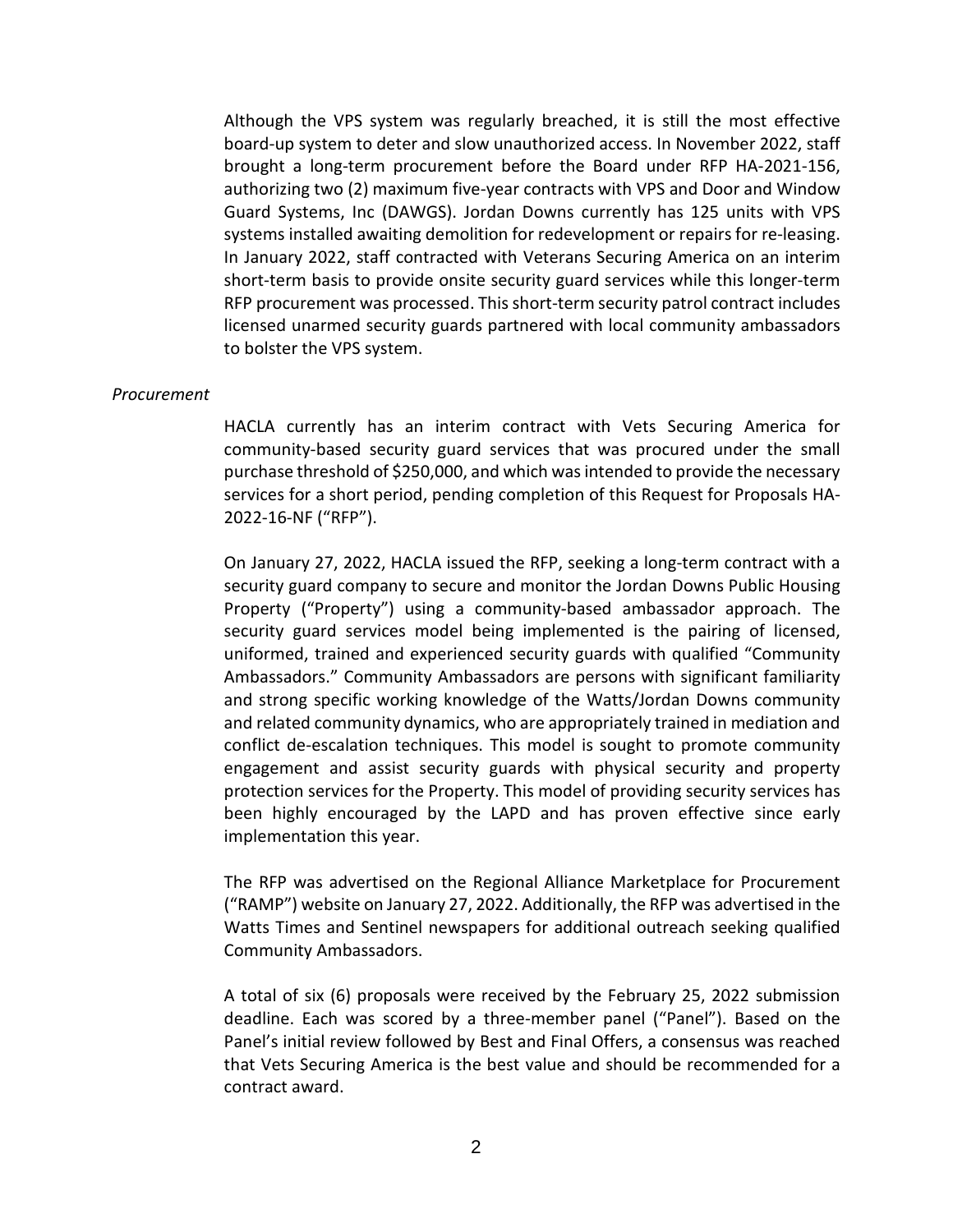Although the VPS system was regularly breached, it is still the most effective board-up system to deter and slow unauthorized access. In November 2022, staff brought a long-term procurement before the Board under RFP HA-2021-156, authorizing two (2) maximum five-year contracts with VPS and Door and Window Guard Systems, Inc (DAWGS). Jordan Downs currently has 125 units with VPS systems installed awaiting demolition for redevelopment or repairs for re-leasing. In January 2022, staff contracted with Veterans Securing America on an interim short-term basis to provide onsite security guard services while this longer-term RFP procurement was processed. This short-term security patrol contract includes licensed unarmed security guards partnered with local community ambassadors to bolster the VPS system.

*Procurement*

HACLA currently has an interim contract with Vets Securing America for community-based security guard services that was procured under the small purchase threshold of $250,000, and which was intended to provide the necessary services for a short period, pending completion of this Request for Proposals HA-2022-16-NF ("RFP").

On January 27, 2022, HACLA issued the RFP, seeking a long-term contract with a security guard company to secure and monitor the Jordan Downs Public Housing Property ("Property") using a community-based ambassador approach. The security guard services model being implemented is the pairing of licensed, uniformed, trained and experienced security guards with qualified "Community Ambassadors." Community Ambassadors are persons with significant familiarity and strong specific working knowledge of the Watts/Jordan Downs community and related community dynamics, who are appropriately trained in mediation and conflict de-escalation techniques. This model is sought to promote community engagement and assist security guards with physical security and property protection services for the Property. This model of providing security services has been highly encouraged by the LAPD and has proven effective since early implementation this year.

The RFP was advertised on the Regional Alliance Marketplace for Procurement ("RAMP") website on January 27, 2022. Additionally, the RFP was advertised in the Watts Times and Sentinel newspapers for additional outreach seeking qualified Community Ambassadors.

A total of six (6) proposals were received by the February 25, 2022 submission deadline. Each was scored by a three-member panel ("Panel"). Based on the Panel's initial review followed by Best and Final Offers, a consensus was reached that Vets Securing America is the best value and should be recommended for a contract award.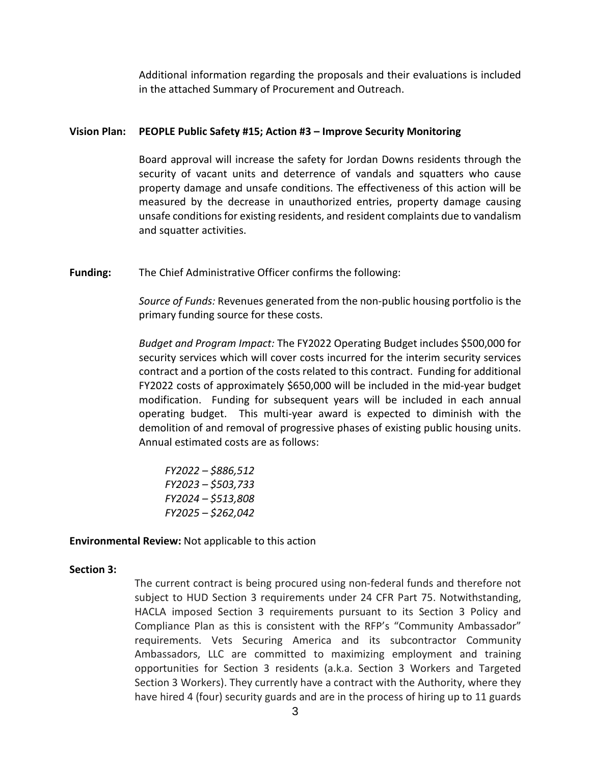Additional information regarding the proposals and their evaluations is included in the attached Summary of Procurement and Outreach.

**Vision Plan: PEOPLE Public Safety #15; Action #3 – Improve Security Monitoring**

Board approval will increase the safety for Jordan Downs residents through the security of vacant units and deterrence of vandals and squatters who cause property damage and unsafe conditions. The effectiveness of this action will be measured by the decrease in unauthorized entries, property damage causing unsafe conditions for existing residents, and resident complaints due to vandalism and squatter activities.

**Funding:** The Chief Administrative Officer confirms the following:

*Source of Funds:* Revenues generated from the non-public housing portfolio is the primary funding source for these costs.

*Budget and Program Impact:* The FY2022 Operating Budget includes $500,000 for security services which will cover costs incurred for the interim security services contract and a portion of the costs related to this contract. Funding for additional FY2022 costs of approximately $650,000 will be included in the mid-year budget modification. Funding for subsequent years will be included in each annual operating budget. This multi-year award is expected to diminish with the demolition of and removal of progressive phases of existing public housing units. Annual estimated costs are as follows:

*FY2022 – $886,512*
*FY2023 – $503,733*
*FY2024 – $513,808*
*FY2025 – $262,042*

**Environmental Review:** Not applicable to this action

**Section 3:**

The current contract is being procured using non-federal funds and therefore not subject to HUD Section 3 requirements under 24 CFR Part 75. Notwithstanding, HACLA imposed Section 3 requirements pursuant to its Section 3 Policy and Compliance Plan as this is consistent with the RFP's "Community Ambassador" requirements. Vets Securing America and its subcontractor Community Ambassadors, LLC are committed to maximizing employment and training opportunities for Section 3 residents (a.k.a. Section 3 Workers and Targeted Section 3 Workers). They currently have a contract with the Authority, where they have hired 4 (four) security guards and are in the process of hiring up to 11 guards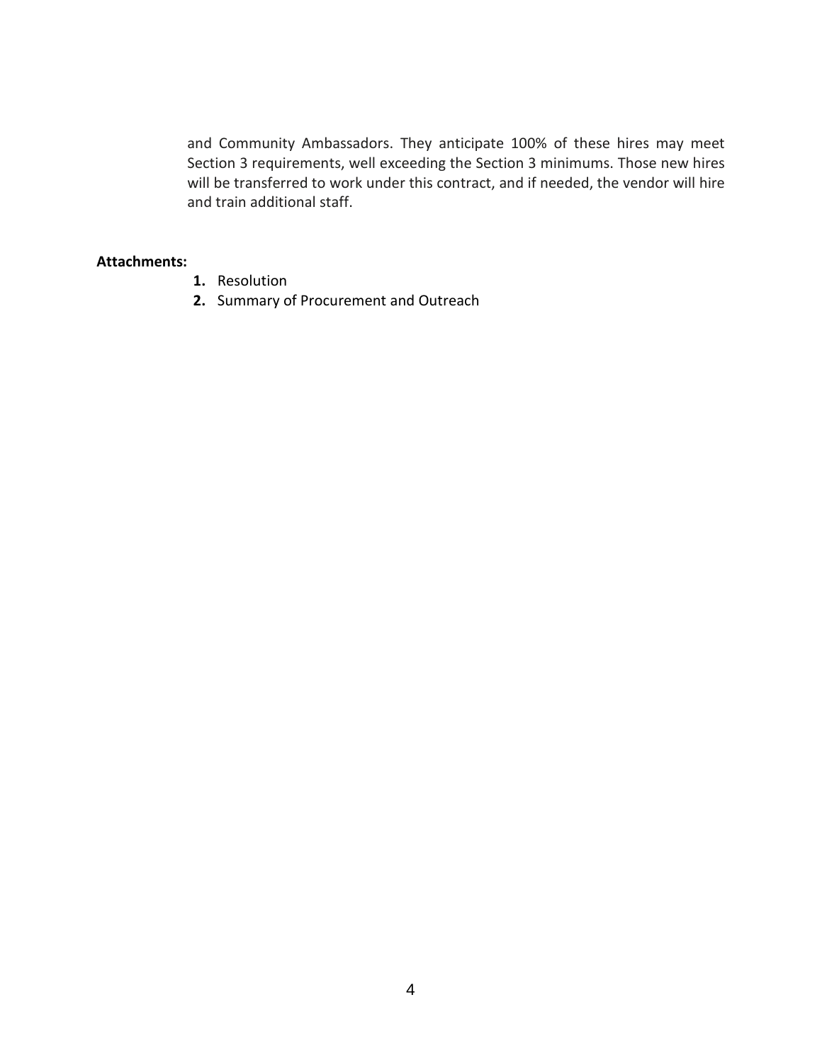and Community Ambassadors. They anticipate 100% of these hires may meet Section 3 requirements, well exceeding the Section 3 minimums. Those new hires will be transferred to work under this contract, and if needed, the vendor will hire and train additional staff.

**Attachments:**

1. Resolution
2. Summary of Procurement and Outreach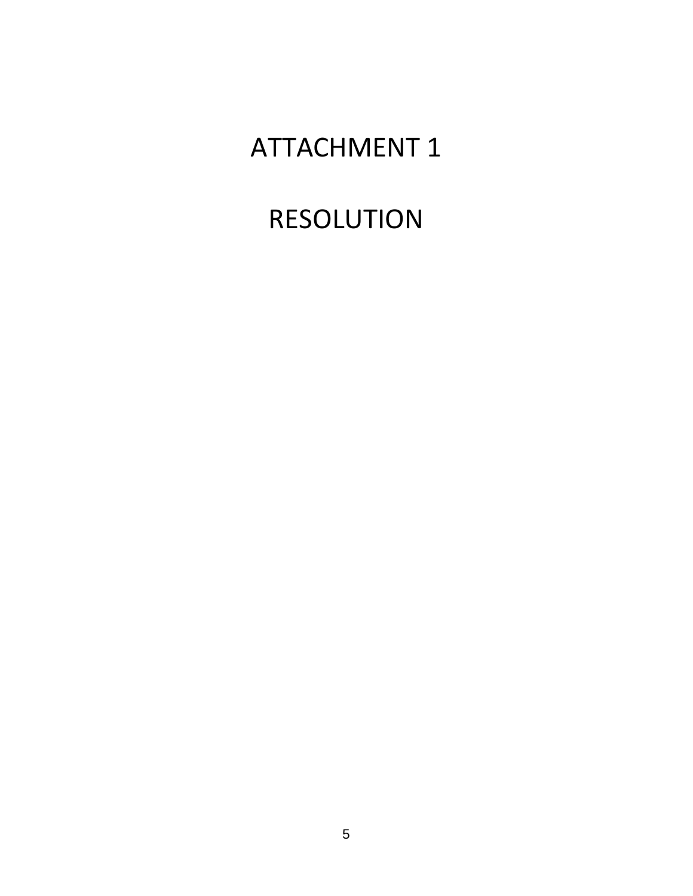# ATTACHMENT 1

# RESOLUTION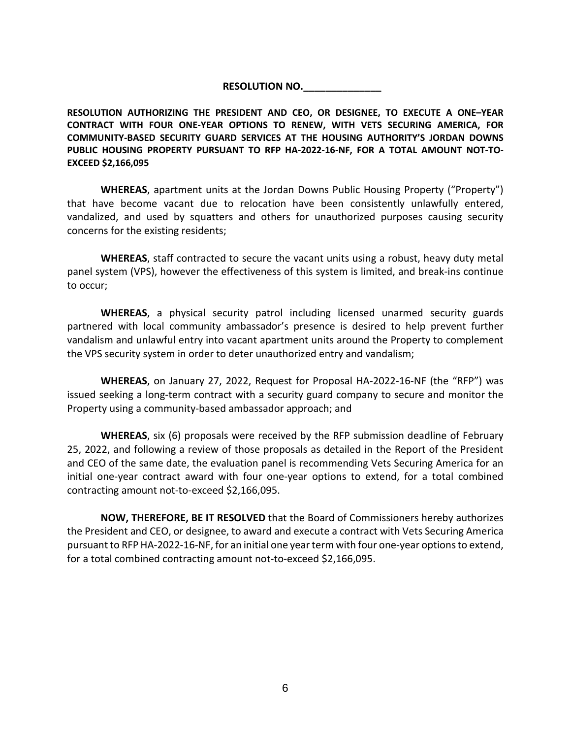**RESOLUTION NO.______________**

**RESOLUTION AUTHORIZING THE PRESIDENT AND CEO, OR DESIGNEE, TO EXECUTE A ONE–YEAR CONTRACT WITH FOUR ONE-YEAR OPTIONS TO RENEW, WITH VETS SECURING AMERICA, FOR COMMUNITY-BASED SECURITY GUARD SERVICES AT THE HOUSING AUTHORITY'S JORDAN DOWNS PUBLIC HOUSING PROPERTY PURSUANT TO RFP HA-2022-16-NF, FOR A TOTAL AMOUNT NOT-TO-EXCEED $2,166,095**

**WHEREAS**, apartment units at the Jordan Downs Public Housing Property ("Property") that have become vacant due to relocation have been consistently unlawfully entered, vandalized, and used by squatters and others for unauthorized purposes causing security concerns for the existing residents;

**WHEREAS**, staff contracted to secure the vacant units using a robust, heavy duty metal panel system (VPS), however the effectiveness of this system is limited, and break-ins continue to occur;

**WHEREAS**, a physical security patrol including licensed unarmed security guards partnered with local community ambassador's presence is desired to help prevent further vandalism and unlawful entry into vacant apartment units around the Property to complement the VPS security system in order to deter unauthorized entry and vandalism;

**WHEREAS**, on January 27, 2022, Request for Proposal HA-2022-16-NF (the "RFP") was issued seeking a long-term contract with a security guard company to secure and monitor the Property using a community-based ambassador approach; and

**WHEREAS**, six (6) proposals were received by the RFP submission deadline of February 25, 2022, and following a review of those proposals as detailed in the Report of the President and CEO of the same date, the evaluation panel is recommending Vets Securing America for an initial one-year contract award with four one-year options to extend, for a total combined contracting amount not-to-exceed $2,166,095.

**NOW, THEREFORE, BE IT RESOLVED** that the Board of Commissioners hereby authorizes the President and CEO, or designee, to award and execute a contract with Vets Securing America pursuant to RFP HA-2022-16-NF, for an initial one year term with four one-year options to extend, for a total combined contracting amount not-to-exceed $2,166,095.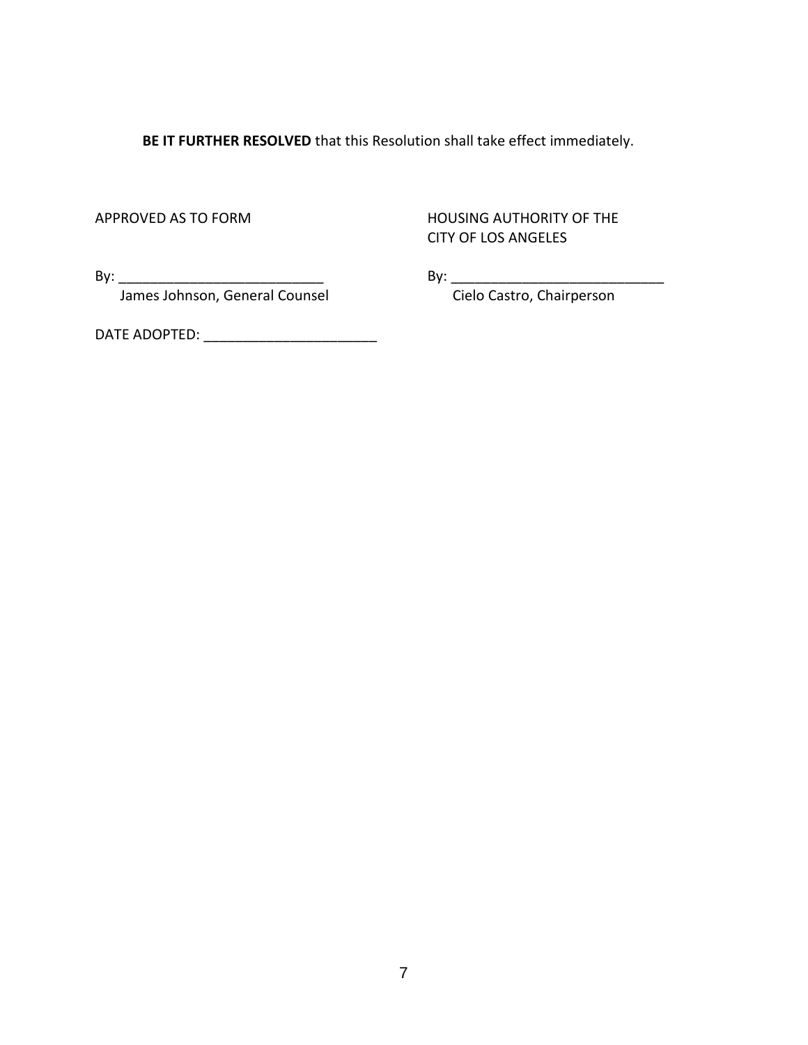**BE IT FURTHER RESOLVED** that this Resolution shall take effect immediately.

APPROVED AS TO FORM

By: ___________________________
James Johnson, General Counsel

HOUSING AUTHORITY OF THE CITY OF LOS ANGELES

By: ____________________________
Cielo Castro, Chairperson

DATE ADOPTED: ______________________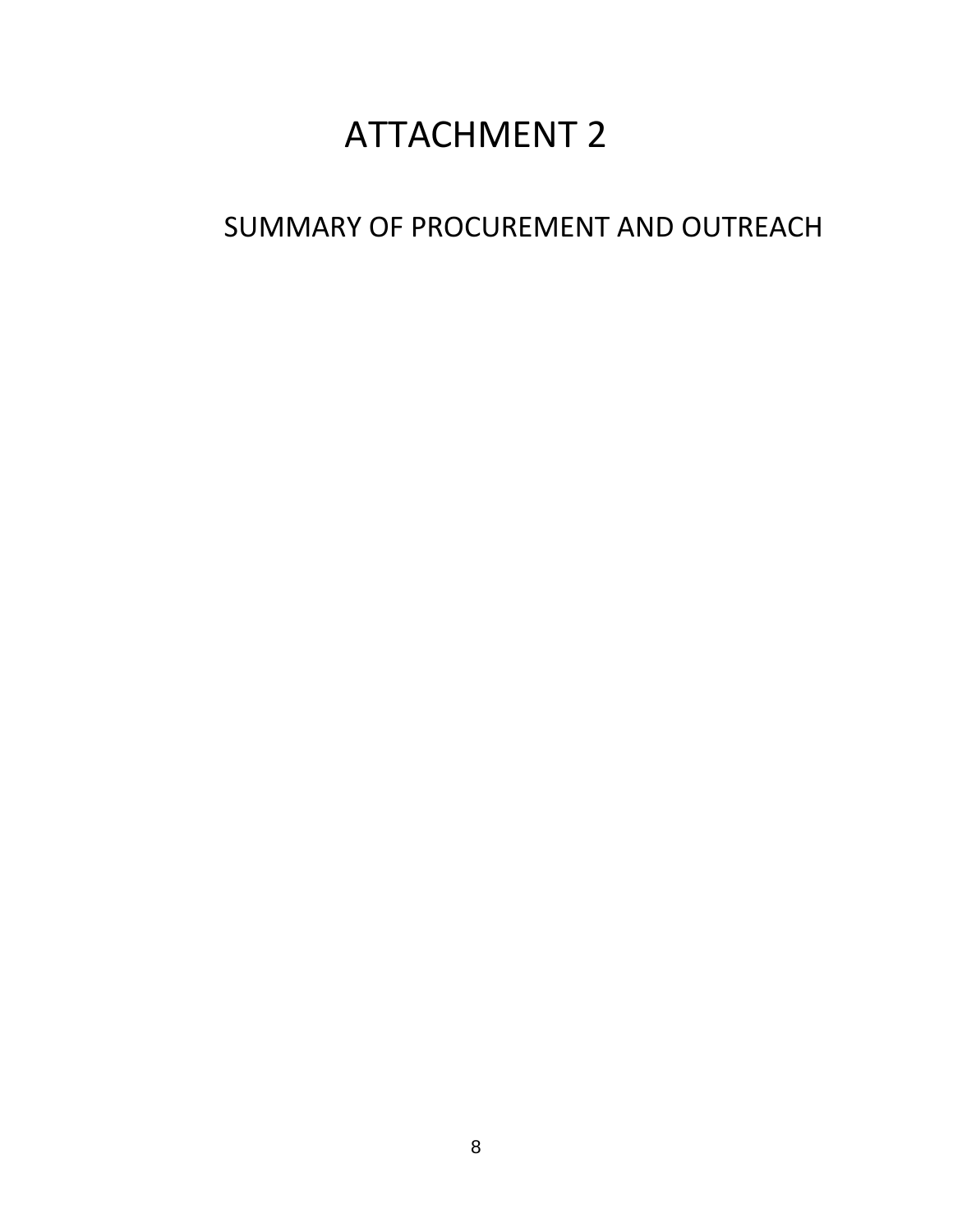# ATTACHMENT 2

## SUMMARY OF PROCUREMENT AND OUTREACH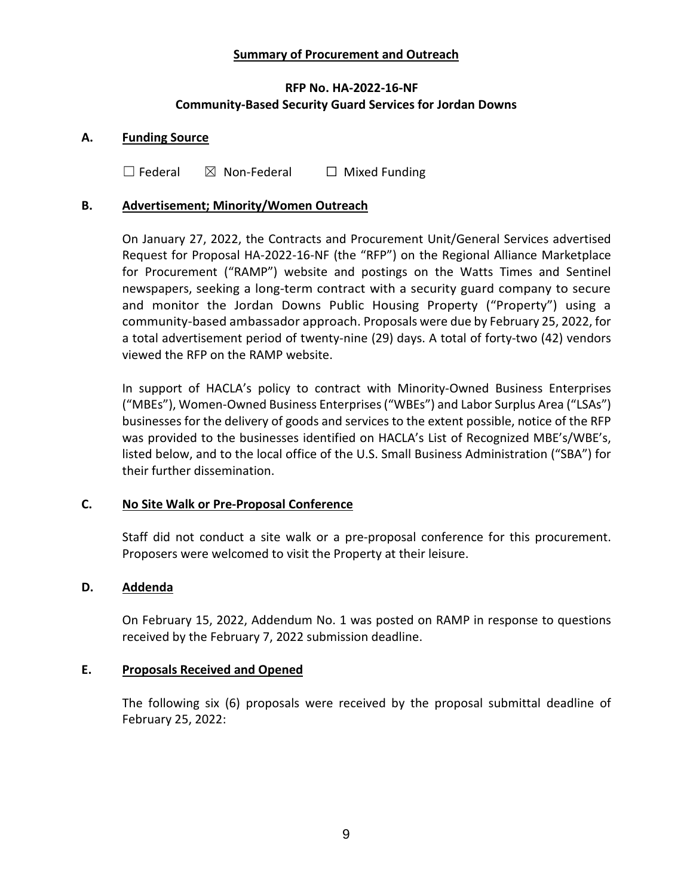**Summary of Procurement and Outreach**

**RFP No. HA-2022-16-NF**
**Community-Based Security Guard Services for Jordan Downs**

**A. Funding Source**

☐ Federal ☒ Non-Federal ☐ Mixed Funding

**B. Advertisement; Minority/Women Outreach**

On January 27, 2022, the Contracts and Procurement Unit/General Services advertised Request for Proposal HA-2022-16-NF (the "RFP") on the Regional Alliance Marketplace for Procurement ("RAMP") website and postings on the Watts Times and Sentinel newspapers, seeking a long-term contract with a security guard company to secure and monitor the Jordan Downs Public Housing Property ("Property") using a community-based ambassador approach. Proposals were due by February 25, 2022, for a total advertisement period of twenty-nine (29) days. A total of forty-two (42) vendors viewed the RFP on the RAMP website.

In support of HACLA's policy to contract with Minority-Owned Business Enterprises ("MBEs"), Women-Owned Business Enterprises ("WBEs") and Labor Surplus Area ("LSAs") businesses for the delivery of goods and services to the extent possible, notice of the RFP was provided to the businesses identified on HACLA's List of Recognized MBE's/WBE's, listed below, and to the local office of the U.S. Small Business Administration ("SBA") for their further dissemination.

**C. No Site Walk or Pre-Proposal Conference**

Staff did not conduct a site walk or a pre-proposal conference for this procurement. Proposers were welcomed to visit the Property at their leisure.

**D. Addenda**

On February 15, 2022, Addendum No. 1 was posted on RAMP in response to questions received by the February 7, 2022 submission deadline.

**E. Proposals Received and Opened**

The following six (6) proposals were received by the proposal submittal deadline of February 25, 2022: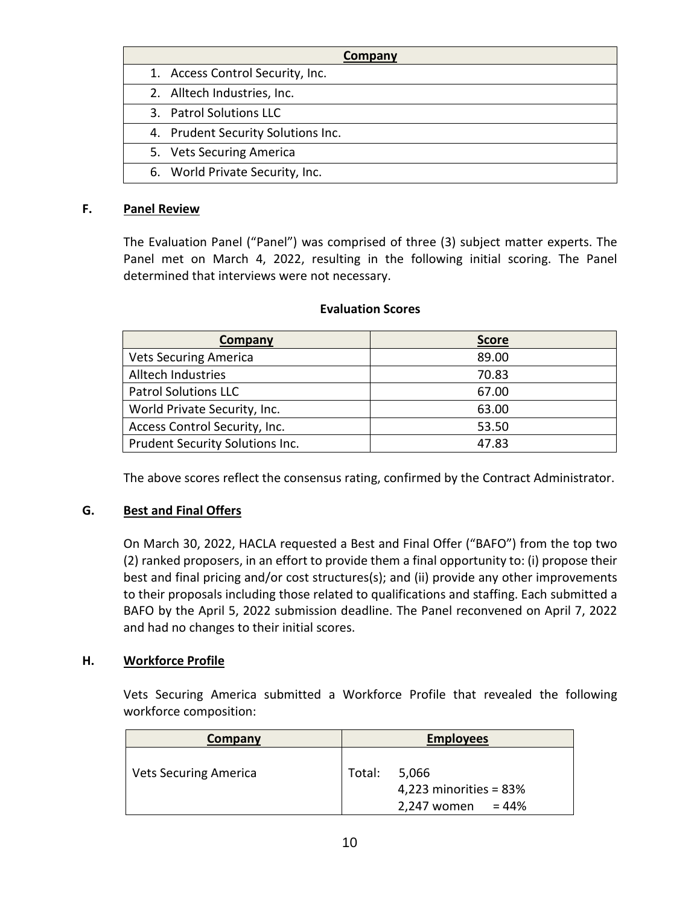| Company |
|---|
| 1. Access Control Security, Inc. |
| 2. Alltech Industries, Inc. |
| 3. Patrol Solutions LLC |
| 4. Prudent Security Solutions Inc. |
| 5. Vets Securing America |
| 6. World Private Security, Inc. |

## F. Panel Review

The Evaluation Panel ("Panel") was comprised of three (3) subject matter experts. The Panel met on March 4, 2022, resulting in the following initial scoring. The Panel determined that interviews were not necessary.

**Evaluation Scores**

| Company | Score |
|---|---|
| Vets Securing America | 89.00 |
| Alltech Industries | 70.83 |
| Patrol Solutions LLC | 67.00 |
| World Private Security, Inc. | 63.00 |
| Access Control Security, Inc. | 53.50 |
| Prudent Security Solutions Inc. | 47.83 |

The above scores reflect the consensus rating, confirmed by the Contract Administrator.

## G. Best and Final Offers

On March 30, 2022, HACLA requested a Best and Final Offer ("BAFO") from the top two (2) ranked proposers, in an effort to provide them a final opportunity to: (i) propose their best and final pricing and/or cost structures(s); and (ii) provide any other improvements to their proposals including those related to qualifications and staffing. Each submitted a BAFO by the April 5, 2022 submission deadline. The Panel reconvened on April 7, 2022 and had no changes to their initial scores.

## H. Workforce Profile

Vets Securing America submitted a Workforce Profile that revealed the following workforce composition:

| Company | Employees |
|---|---|
| Vets Securing America | Total: 5,066<br>4,223 minorities = 83%<br>2,247 women = 44% |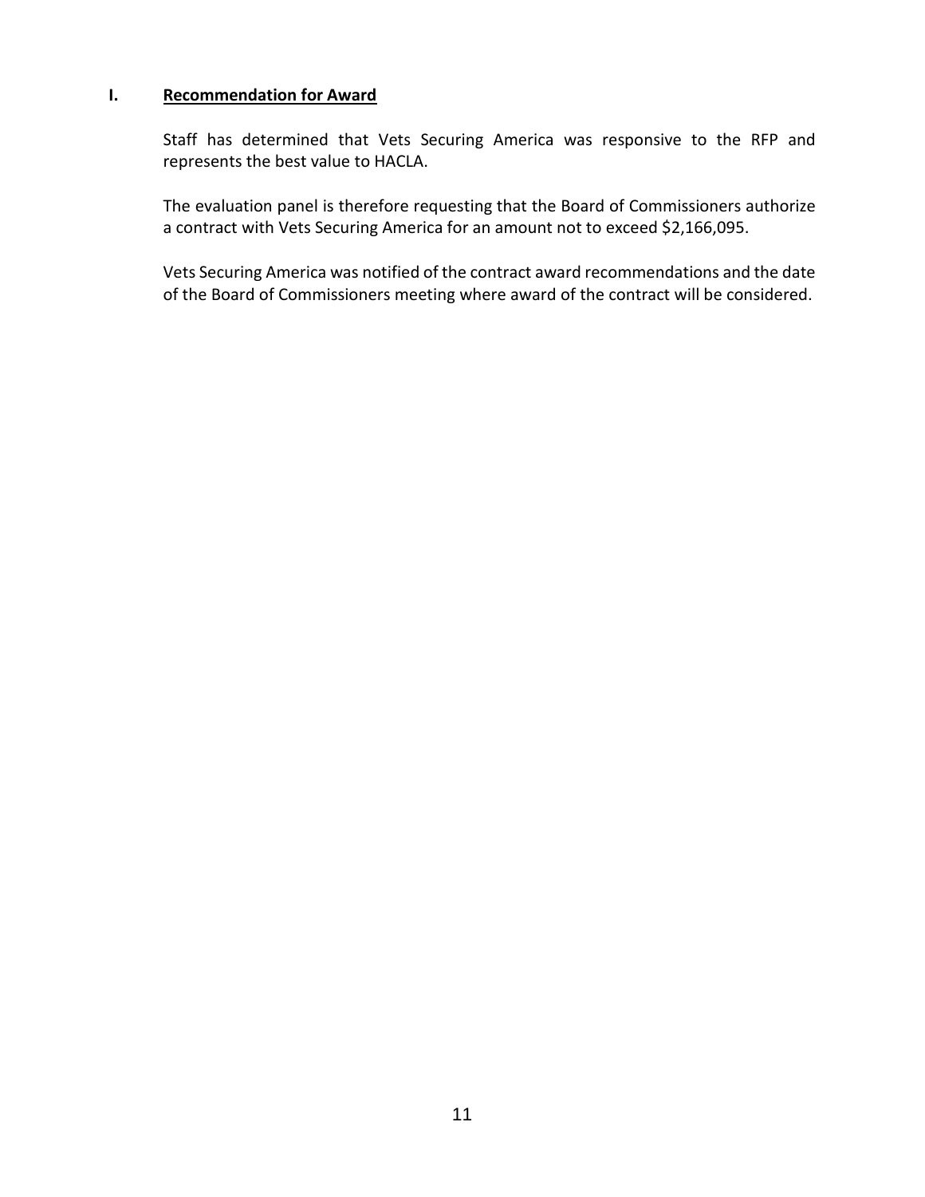## I. Recommendation for Award

Staff has determined that Vets Securing America was responsive to the RFP and represents the best value to HACLA.

The evaluation panel is therefore requesting that the Board of Commissioners authorize a contract with Vets Securing America for an amount not to exceed $2,166,095.

Vets Securing America was notified of the contract award recommendations and the date of the Board of Commissioners meeting where award of the contract will be considered.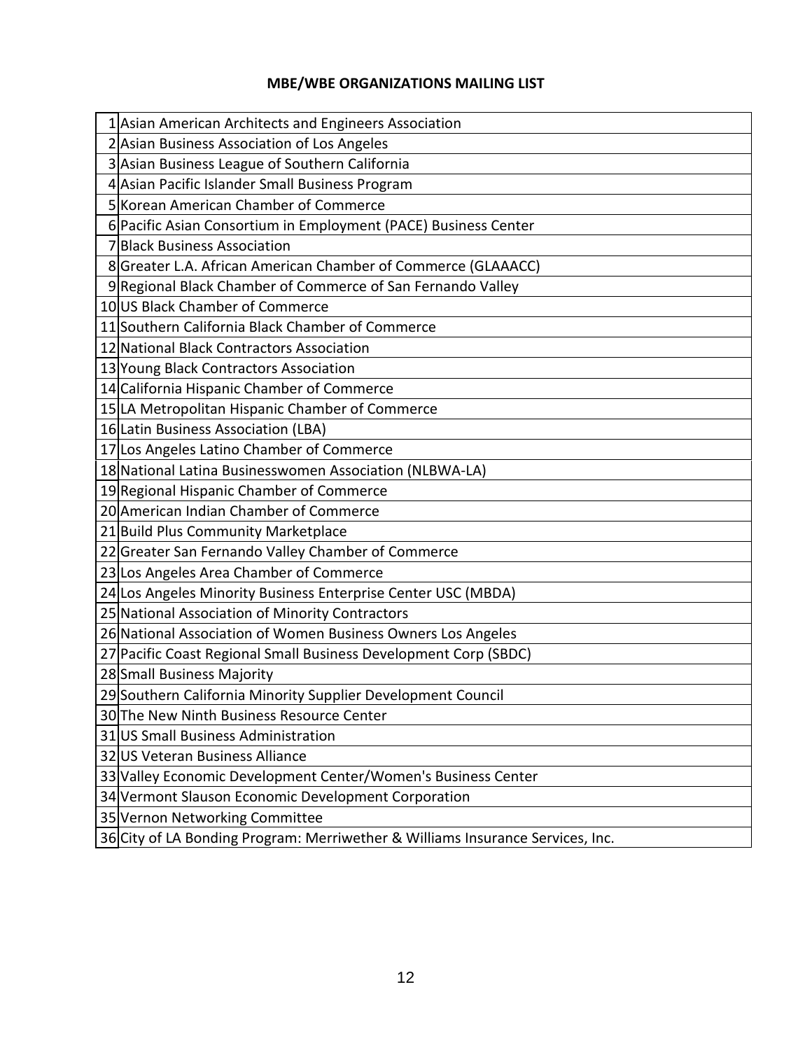**MBE/WBE ORGANIZATIONS MAILING LIST**

| | |
|---|---|
| 1 | Asian American Architects and Engineers Association |
| 2 | Asian Business Association of Los Angeles |
| 3 | Asian Business League of Southern California |
| 4 | Asian Pacific Islander Small Business Program |
| 5 | Korean American Chamber of Commerce |
| 6 | Pacific Asian Consortium in Employment (PACE) Business Center |
| 7 | Black Business Association |
| 8 | Greater L.A. African American Chamber of Commerce (GLAAACC) |
| 9 | Regional Black Chamber of Commerce of San Fernando Valley |
| 10 | US Black Chamber of Commerce |
| 11 | Southern California Black Chamber of Commerce |
| 12 | National Black Contractors Association |
| 13 | Young Black Contractors Association |
| 14 | California Hispanic Chamber of Commerce |
| 15 | LA Metropolitan Hispanic Chamber of Commerce |
| 16 | Latin Business Association (LBA) |
| 17 | Los Angeles Latino Chamber of Commerce |
| 18 | National Latina Businesswomen Association (NLBWA-LA) |
| 19 | Regional Hispanic Chamber of Commerce |
| 20 | American Indian Chamber of Commerce |
| 21 | Build Plus Community Marketplace |
| 22 | Greater San Fernando Valley Chamber of Commerce |
| 23 | Los Angeles Area Chamber of Commerce |
| 24 | Los Angeles Minority Business Enterprise Center USC (MBDA) |
| 25 | National Association of Minority Contractors |
| 26 | National Association of Women Business Owners Los Angeles |
| 27 | Pacific Coast Regional Small Business Development Corp (SBDC) |
| 28 | Small Business Majority |
| 29 | Southern California Minority Supplier Development Council |
| 30 | The New Ninth Business Resource Center |
| 31 | US Small Business Administration |
| 32 | US Veteran Business Alliance |
| 33 | Valley Economic Development Center/Women's Business Center |
| 34 | Vermont Slauson Economic Development Corporation |
| 35 | Vernon Networking Committee |
| 36 | City of LA Bonding Program: Merriwether & Williams Insurance Services, Inc. |